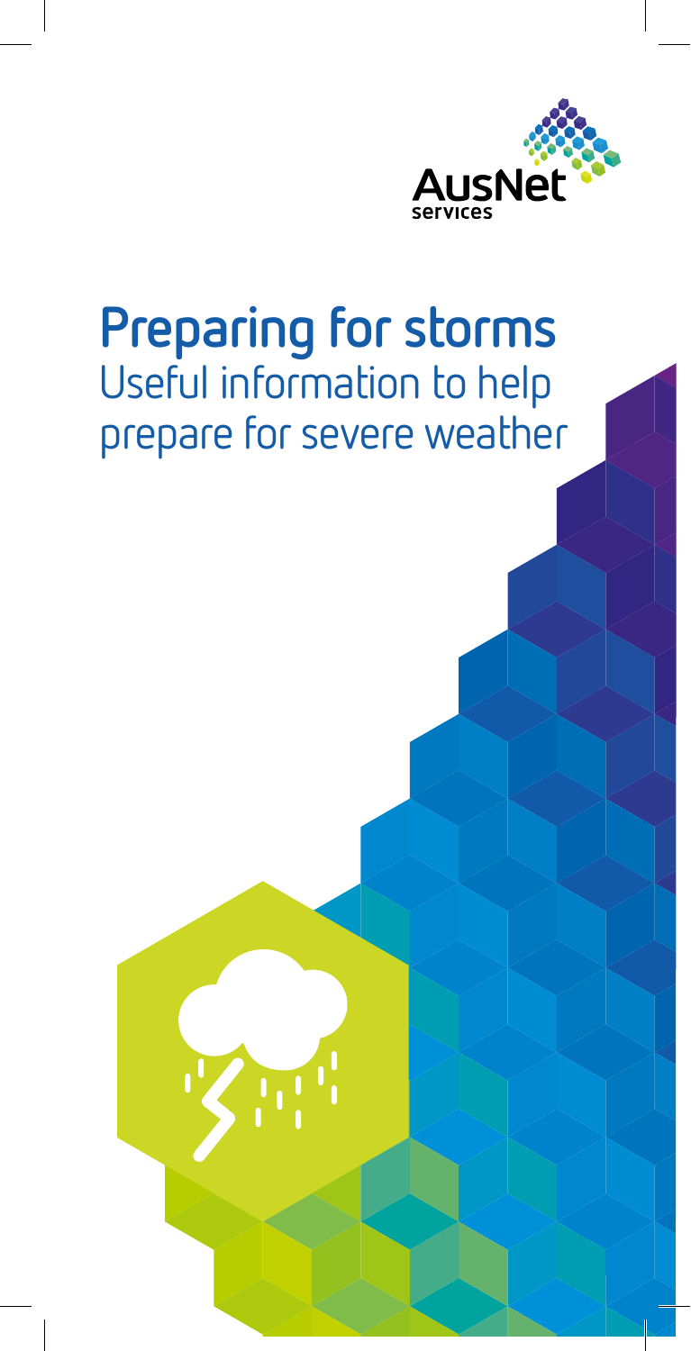AusNet services

# Preparing for storms

Useful information to help prepare for severe weather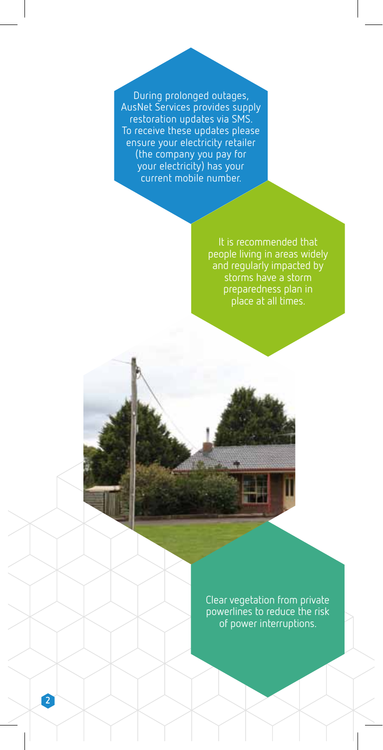During prolonged outages, AusNet Services provides supply restoration updates via SMS. To receive these updates please ensure your electricity retailer (the company you pay for your electricity) has your current mobile number.

It is recommended that people living in areas widely and regularly impacted by storms have a storm preparedness plan in place at all times.

Clear vegetation from private powerlines to reduce the risk of power interruptions.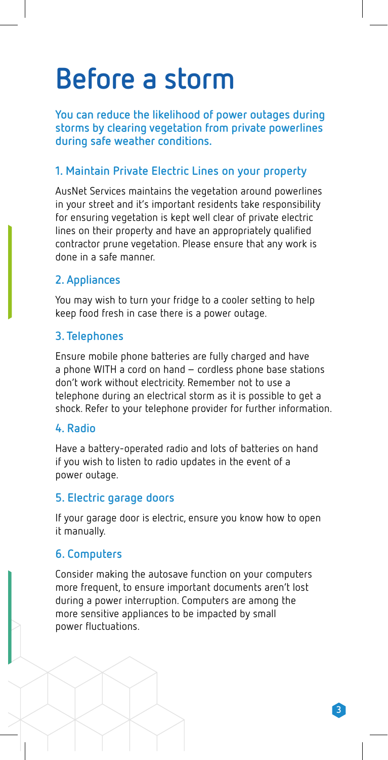# Before a storm

**You can reduce the likelihood of power outages during storms by clearing vegetation from private powerlines during safe weather conditions.**

### 1. Maintain Private Electric Lines on your property

AusNet Services maintains the vegetation around powerlines in your street and it's important residents take responsibility for ensuring vegetation is kept well clear of private electric lines on their property and have an appropriately qualified contractor prune vegetation. Please ensure that any work is done in a safe manner.

### 2. Appliances

You may wish to turn your fridge to a cooler setting to help keep food fresh in case there is a power outage.

### 3. Telephones

Ensure mobile phone batteries are fully charged and have a phone WITH a cord on hand – cordless phone base stations don't work without electricity. Remember not to use a telephone during an electrical storm as it is possible to get a shock. Refer to your telephone provider for further information.

### 4. Radio

Have a battery-operated radio and lots of batteries on hand if you wish to listen to radio updates in the event of a power outage.

### 5. Electric garage doors

If your garage door is electric, ensure you know how to open it manually.

### 6. Computers

Consider making the autosave function on your computers more frequent, to ensure important documents aren't lost during a power interruption. Computers are among the more sensitive appliances to be impacted by small power fluctuations.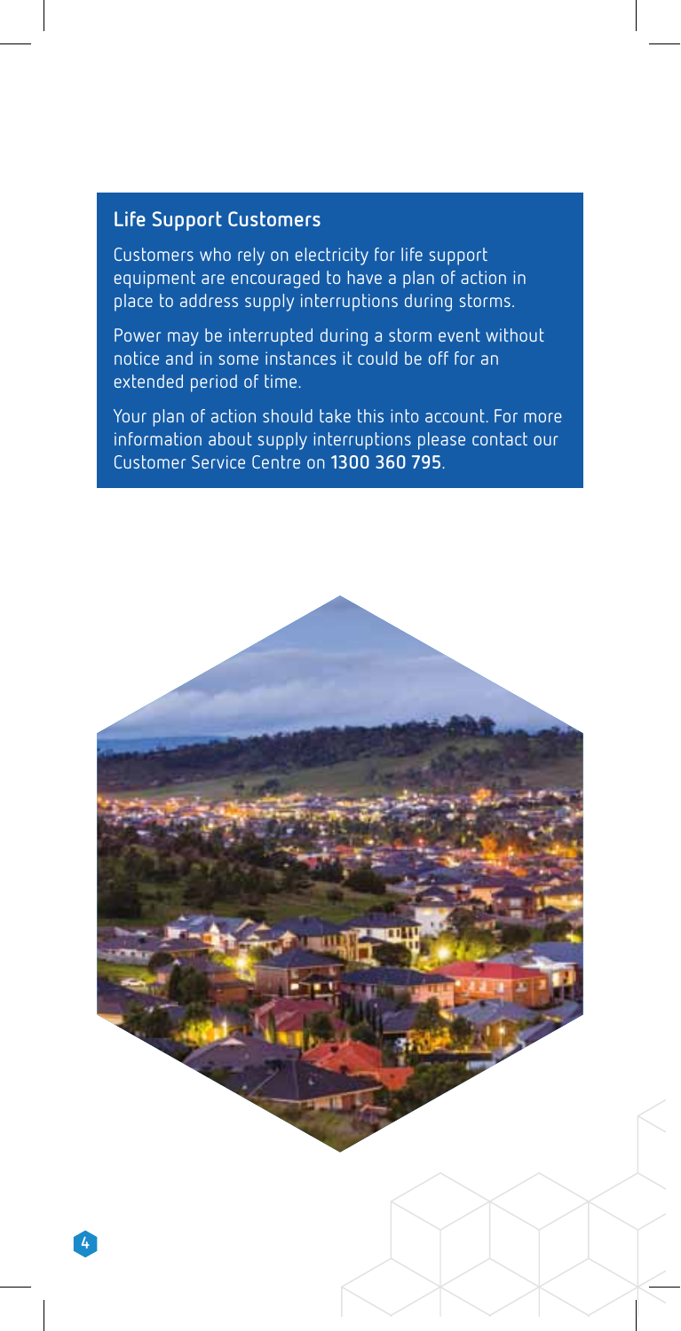## Life Support Customers

Customers who rely on electricity for life support equipment are encouraged to have a plan of action in place to address supply interruptions during storms.

Power may be interrupted during a storm event without notice and in some instances it could be off for an extended period of time.

Your plan of action should take this into account. For more information about supply interruptions please contact our Customer Service Centre on **1300 360 795**.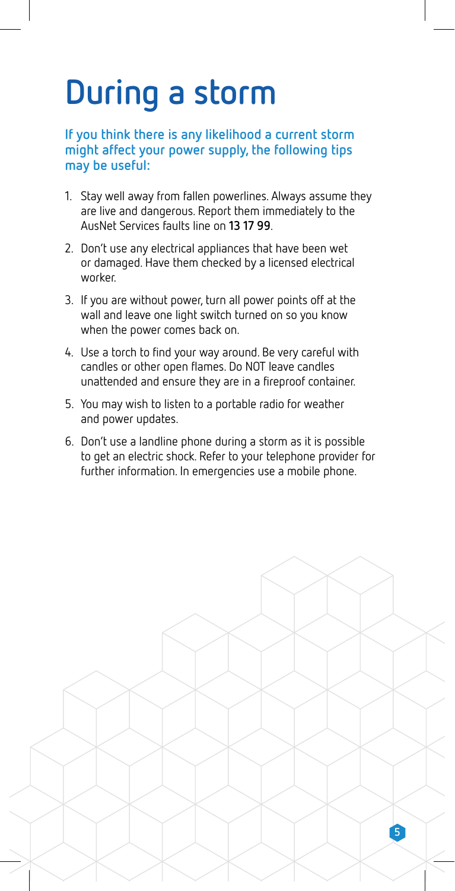# During a storm

**If you think there is any likelihood a current storm might affect your power supply, the following tips may be useful:**

1. Stay well away from fallen powerlines. Always assume they are live and dangerous. Report them immediately to the AusNet Services faults line on **13 17 99**.
2. Don't use any electrical appliances that have been wet or damaged. Have them checked by a licensed electrical worker.
3. If you are without power, turn all power points off at the wall and leave one light switch turned on so you know when the power comes back on.
4. Use a torch to find your way around. Be very careful with candles or other open flames. Do NOT leave candles unattended and ensure they are in a fireproof container.
5. You may wish to listen to a portable radio for weather and power updates.
6. Don't use a landline phone during a storm as it is possible to get an electric shock. Refer to your telephone provider for further information. In emergencies use a mobile phone.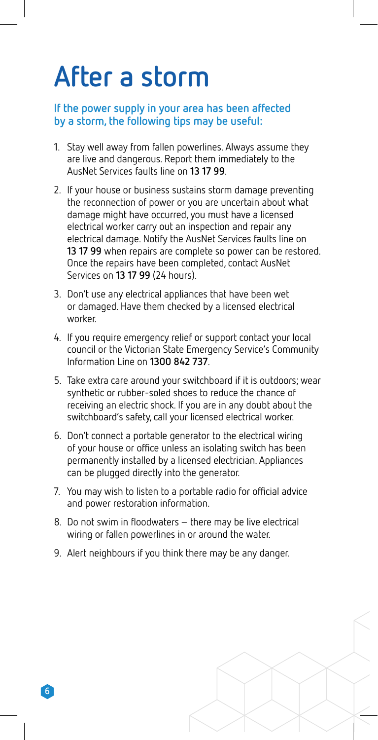# After a storm

**If the power supply in your area has been affected by a storm, the following tips may be useful:**

1. Stay well away from fallen powerlines. Always assume they are live and dangerous. Report them immediately to the AusNet Services faults line on **13 17 99**.
2. If your house or business sustains storm damage preventing the reconnection of power or you are uncertain about what damage might have occurred, you must have a licensed electrical worker carry out an inspection and repair any electrical damage. Notify the AusNet Services faults line on **13 17 99** when repairs are complete so power can be restored. Once the repairs have been completed, contact AusNet Services on **13 17 99** (24 hours).
3. Don't use any electrical appliances that have been wet or damaged. Have them checked by a licensed electrical worker.
4. If you require emergency relief or support contact your local council or the Victorian State Emergency Service's Community Information Line on **1300 842 737**.
5. Take extra care around your switchboard if it is outdoors; wear synthetic or rubber-soled shoes to reduce the chance of receiving an electric shock. If you are in any doubt about the switchboard's safety, call your licensed electrical worker.
6. Don't connect a portable generator to the electrical wiring of your house or office unless an isolating switch has been permanently installed by a licensed electrician. Appliances can be plugged directly into the generator.
7. You may wish to listen to a portable radio for official advice and power restoration information.
8. Do not swim in floodwaters – there may be live electrical wiring or fallen powerlines in or around the water.
9. Alert neighbours if you think there may be any danger.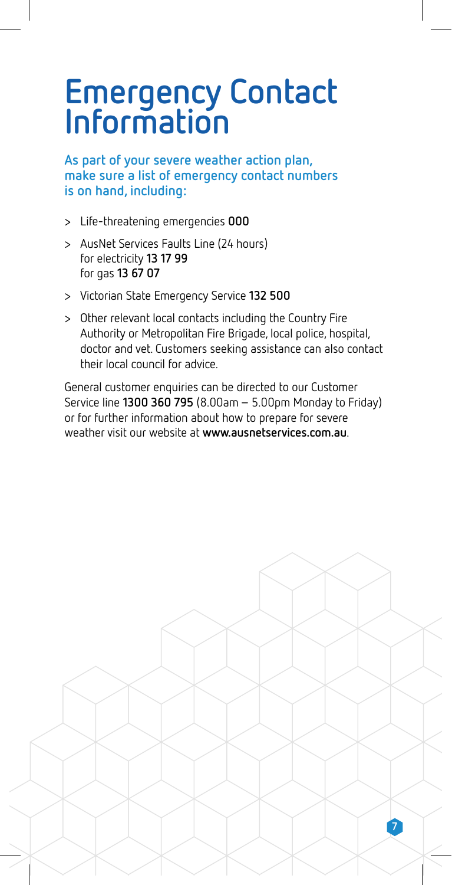# Emergency Contact Information

**As part of your severe weather action plan, make sure a list of emergency contact numbers is on hand, including:**

> Life-threatening emergencies **000**

> AusNet Services Faults Line (24 hours)
for electricity **13 17 99**
for gas **13 67 07**

> Victorian State Emergency Service **132 500**

> Other relevant local contacts including the Country Fire Authority or Metropolitan Fire Brigade, local police, hospital, doctor and vet. Customers seeking assistance can also contact their local council for advice.

General customer enquiries can be directed to our Customer Service line **1300 360 795** (8.00am – 5.00pm Monday to Friday) or for further information about how to prepare for severe weather visit our website at **www.ausnetservices.com.au**.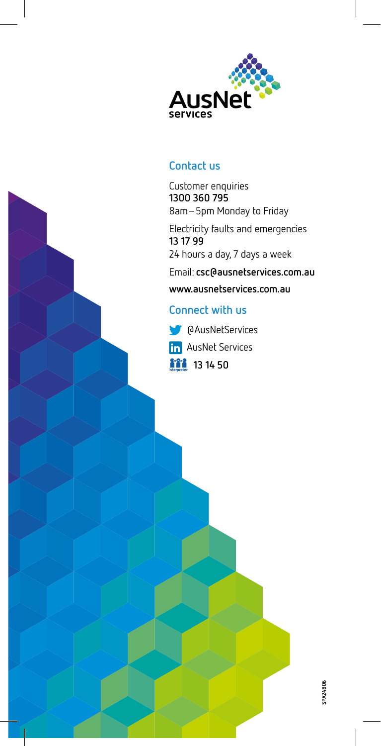AusNet services

## Contact us

Customer enquiries
**1300 360 795**
8am – 5pm Monday to Friday

Electricity faults and emergencies
**13 17 99**
24 hours a day, 7 days a week

Email: **csc@ausnetservices.com.au**

**www.ausnetservices.com.au**

## Connect with us

@AusNetServices

AusNet Services

Interpreter **13 14 50**

SPA24806